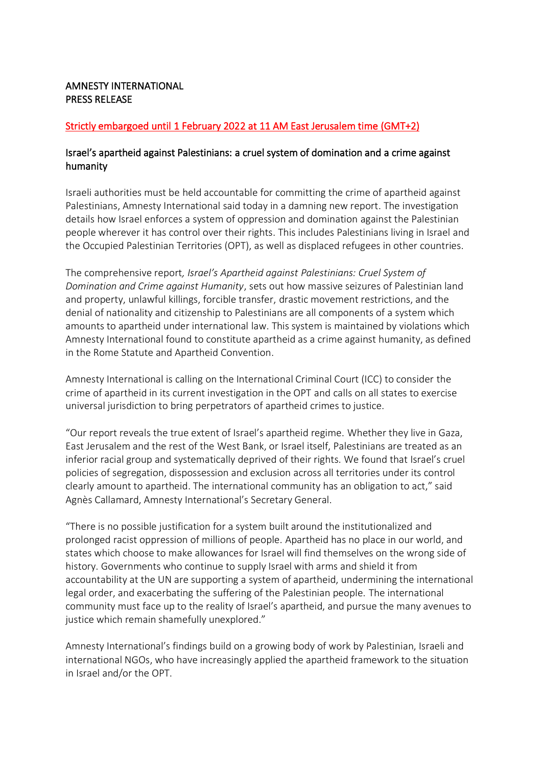AMNESTY INTERNATIONAL
PRESS RELEASE

Strictly embargoed until 1 February 2022 at 11 AM East Jerusalem time (GMT+2)

## Israel's apartheid against Palestinians: a cruel system of domination and a crime against humanity

Israeli authorities must be held accountable for committing the crime of apartheid against Palestinians, Amnesty International said today in a damning new report. The investigation details how Israel enforces a system of oppression and domination against the Palestinian people wherever it has control over their rights. This includes Palestinians living in Israel and the Occupied Palestinian Territories (OPT), as well as displaced refugees in other countries.

The comprehensive report*, Israel's Apartheid against Palestinians: Cruel System of Domination and Crime against Humanity*, sets out how massive seizures of Palestinian land and property, unlawful killings, forcible transfer, drastic movement restrictions, and the denial of nationality and citizenship to Palestinians are all components of a system which amounts to apartheid under international law. This system is maintained by violations which Amnesty International found to constitute apartheid as a crime against humanity, as defined in the Rome Statute and Apartheid Convention.

Amnesty International is calling on the International Criminal Court (ICC) to consider the crime of apartheid in its current investigation in the OPT and calls on all states to exercise universal jurisdiction to bring perpetrators of apartheid crimes to justice.

"Our report reveals the true extent of Israel's apartheid regime. Whether they live in Gaza, East Jerusalem and the rest of the West Bank, or Israel itself, Palestinians are treated as an inferior racial group and systematically deprived of their rights. We found that Israel's cruel policies of segregation, dispossession and exclusion across all territories under its control clearly amount to apartheid. The international community has an obligation to act," said Agnès Callamard, Amnesty International's Secretary General.

"There is no possible justification for a system built around the institutionalized and prolonged racist oppression of millions of people. Apartheid has no place in our world, and states which choose to make allowances for Israel will find themselves on the wrong side of history. Governments who continue to supply Israel with arms and shield it from accountability at the UN are supporting a system of apartheid, undermining the international legal order, and exacerbating the suffering of the Palestinian people. The international community must face up to the reality of Israel's apartheid, and pursue the many avenues to justice which remain shamefully unexplored."

Amnesty International's findings build on a growing body of work by Palestinian, Israeli and international NGOs, who have increasingly applied the apartheid framework to the situation in Israel and/or the OPT.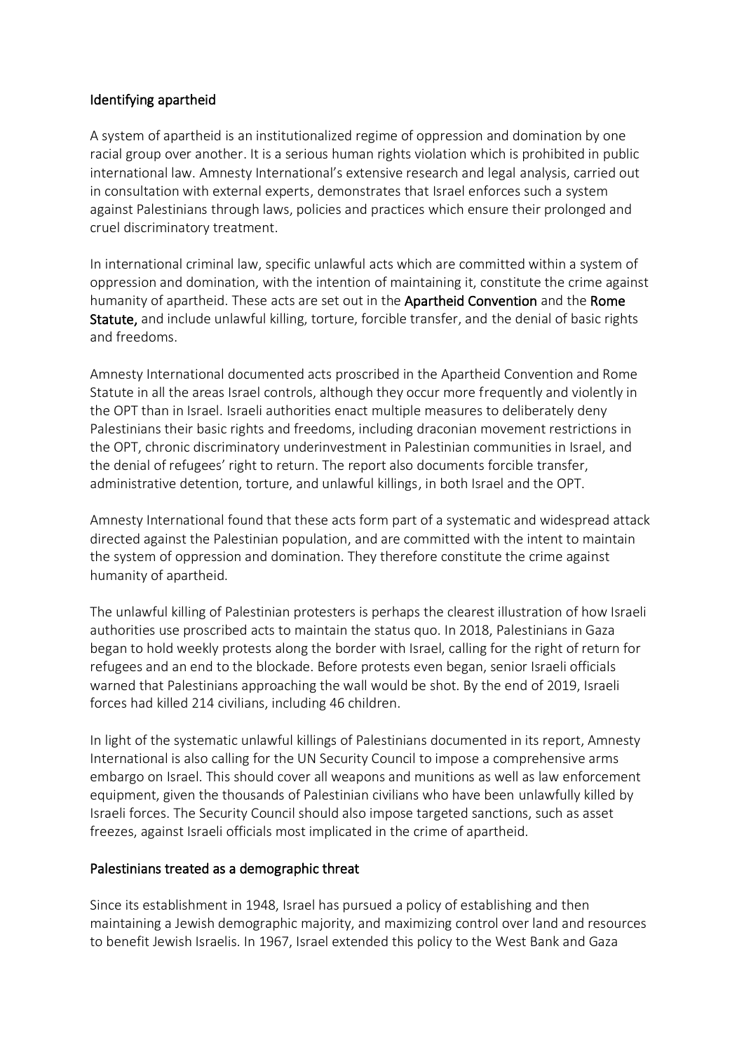## Identifying apartheid

A system of apartheid is an institutionalized regime of oppression and domination by one racial group over another. It is a serious human rights violation which is prohibited in public international law. Amnesty International's extensive research and legal analysis, carried out in consultation with external experts, demonstrates that Israel enforces such a system against Palestinians through laws, policies and practices which ensure their prolonged and cruel discriminatory treatment.

In international criminal law, specific unlawful acts which are committed within a system of oppression and domination, with the intention of maintaining it, constitute the crime against humanity of apartheid. These acts are set out in the **Apartheid Convention** and the **Rome Statute,** and include unlawful killing, torture, forcible transfer, and the denial of basic rights and freedoms.

Amnesty International documented acts proscribed in the Apartheid Convention and Rome Statute in all the areas Israel controls, although they occur more frequently and violently in the OPT than in Israel. Israeli authorities enact multiple measures to deliberately deny Palestinians their basic rights and freedoms, including draconian movement restrictions in the OPT, chronic discriminatory underinvestment in Palestinian communities in Israel, and the denial of refugees' right to return. The report also documents forcible transfer, administrative detention, torture, and unlawful killings, in both Israel and the OPT.

Amnesty International found that these acts form part of a systematic and widespread attack directed against the Palestinian population, and are committed with the intent to maintain the system of oppression and domination. They therefore constitute the crime against humanity of apartheid.

The unlawful killing of Palestinian protesters is perhaps the clearest illustration of how Israeli authorities use proscribed acts to maintain the status quo. In 2018, Palestinians in Gaza began to hold weekly protests along the border with Israel, calling for the right of return for refugees and an end to the blockade. Before protests even began, senior Israeli officials warned that Palestinians approaching the wall would be shot. By the end of 2019, Israeli forces had killed 214 civilians, including 46 children.

In light of the systematic unlawful killings of Palestinians documented in its report, Amnesty International is also calling for the UN Security Council to impose a comprehensive arms embargo on Israel. This should cover all weapons and munitions as well as law enforcement equipment, given the thousands of Palestinian civilians who have been unlawfully killed by Israeli forces. The Security Council should also impose targeted sanctions, such as asset freezes, against Israeli officials most implicated in the crime of apartheid.

## Palestinians treated as a demographic threat

Since its establishment in 1948, Israel has pursued a policy of establishing and then maintaining a Jewish demographic majority, and maximizing control over land and resources to benefit Jewish Israelis. In 1967, Israel extended this policy to the West Bank and Gaza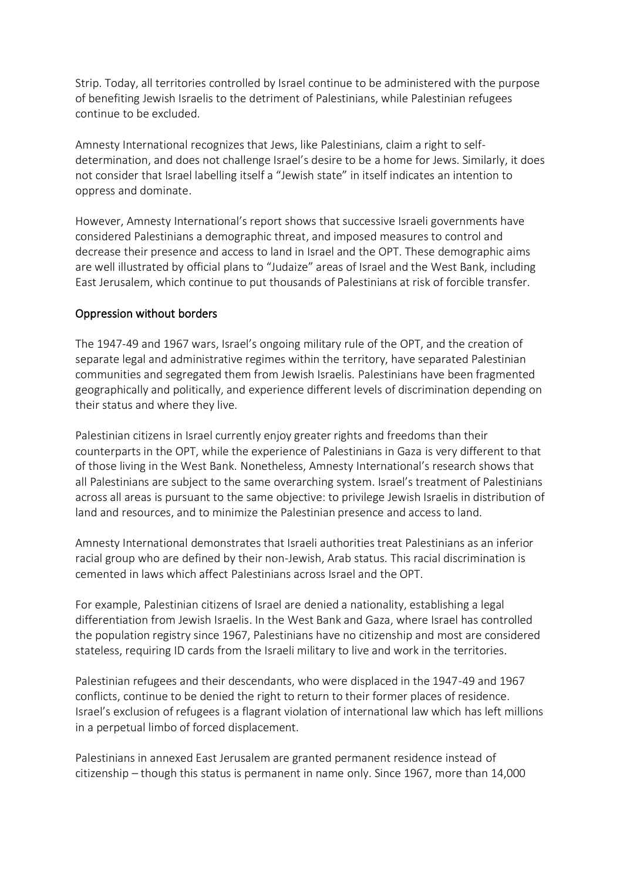Strip. Today, all territories controlled by Israel continue to be administered with the purpose of benefiting Jewish Israelis to the detriment of Palestinians, while Palestinian refugees continue to be excluded.

Amnesty International recognizes that Jews, like Palestinians, claim a right to self-determination, and does not challenge Israel's desire to be a home for Jews. Similarly, it does not consider that Israel labelling itself a "Jewish state" in itself indicates an intention to oppress and dominate.

However, Amnesty International's report shows that successive Israeli governments have considered Palestinians a demographic threat, and imposed measures to control and decrease their presence and access to land in Israel and the OPT. These demographic aims are well illustrated by official plans to "Judaize" areas of Israel and the West Bank, including East Jerusalem, which continue to put thousands of Palestinians at risk of forcible transfer.

## Oppression without borders

The 1947-49 and 1967 wars, Israel's ongoing military rule of the OPT, and the creation of separate legal and administrative regimes within the territory, have separated Palestinian communities and segregated them from Jewish Israelis. Palestinians have been fragmented geographically and politically, and experience different levels of discrimination depending on their status and where they live.

Palestinian citizens in Israel currently enjoy greater rights and freedoms than their counterparts in the OPT, while the experience of Palestinians in Gaza is very different to that of those living in the West Bank. Nonetheless, Amnesty International's research shows that all Palestinians are subject to the same overarching system. Israel's treatment of Palestinians across all areas is pursuant to the same objective: to privilege Jewish Israelis in distribution of land and resources, and to minimize the Palestinian presence and access to land.

Amnesty International demonstrates that Israeli authorities treat Palestinians as an inferior racial group who are defined by their non-Jewish, Arab status. This racial discrimination is cemented in laws which affect Palestinians across Israel and the OPT.

For example, Palestinian citizens of Israel are denied a nationality, establishing a legal differentiation from Jewish Israelis. In the West Bank and Gaza, where Israel has controlled the population registry since 1967, Palestinians have no citizenship and most are considered stateless, requiring ID cards from the Israeli military to live and work in the territories.

Palestinian refugees and their descendants, who were displaced in the 1947-49 and 1967 conflicts, continue to be denied the right to return to their former places of residence. Israel's exclusion of refugees is a flagrant violation of international law which has left millions in a perpetual limbo of forced displacement.

Palestinians in annexed East Jerusalem are granted permanent residence instead of citizenship – though this status is permanent in name only. Since 1967, more than 14,000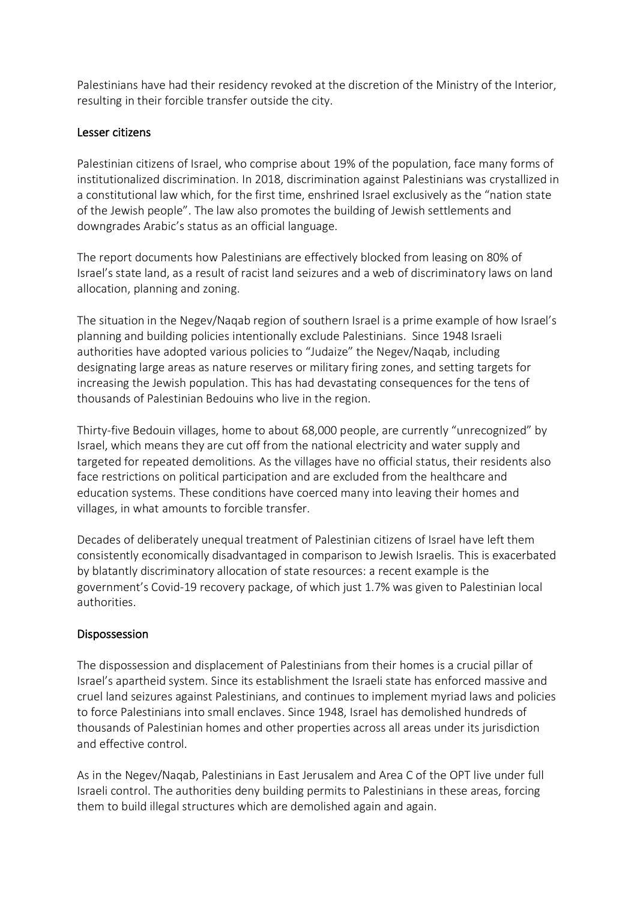Palestinians have had their residency revoked at the discretion of the Ministry of the Interior, resulting in their forcible transfer outside the city.

## Lesser citizens

Palestinian citizens of Israel, who comprise about 19% of the population, face many forms of institutionalized discrimination. In 2018, discrimination against Palestinians was crystallized in a constitutional law which, for the first time, enshrined Israel exclusively as the "nation state of the Jewish people". The law also promotes the building of Jewish settlements and downgrades Arabic's status as an official language.

The report documents how Palestinians are effectively blocked from leasing on 80% of Israel's state land, as a result of racist land seizures and a web of discriminatory laws on land allocation, planning and zoning.

The situation in the Negev/Naqab region of southern Israel is a prime example of how Israel's planning and building policies intentionally exclude Palestinians. Since 1948 Israeli authorities have adopted various policies to "Judaize" the Negev/Naqab, including designating large areas as nature reserves or military firing zones, and setting targets for increasing the Jewish population. This has had devastating consequences for the tens of thousands of Palestinian Bedouins who live in the region.

Thirty-five Bedouin villages, home to about 68,000 people, are currently "unrecognized" by Israel, which means they are cut off from the national electricity and water supply and targeted for repeated demolitions. As the villages have no official status, their residents also face restrictions on political participation and are excluded from the healthcare and education systems. These conditions have coerced many into leaving their homes and villages, in what amounts to forcible transfer.

Decades of deliberately unequal treatment of Palestinian citizens of Israel have left them consistently economically disadvantaged in comparison to Jewish Israelis. This is exacerbated by blatantly discriminatory allocation of state resources: a recent example is the government's Covid-19 recovery package, of which just 1.7% was given to Palestinian local authorities.

## Dispossession

The dispossession and displacement of Palestinians from their homes is a crucial pillar of Israel's apartheid system. Since its establishment the Israeli state has enforced massive and cruel land seizures against Palestinians, and continues to implement myriad laws and policies to force Palestinians into small enclaves. Since 1948, Israel has demolished hundreds of thousands of Palestinian homes and other properties across all areas under its jurisdiction and effective control.

As in the Negev/Naqab, Palestinians in East Jerusalem and Area C of the OPT live under full Israeli control. The authorities deny building permits to Palestinians in these areas, forcing them to build illegal structures which are demolished again and again.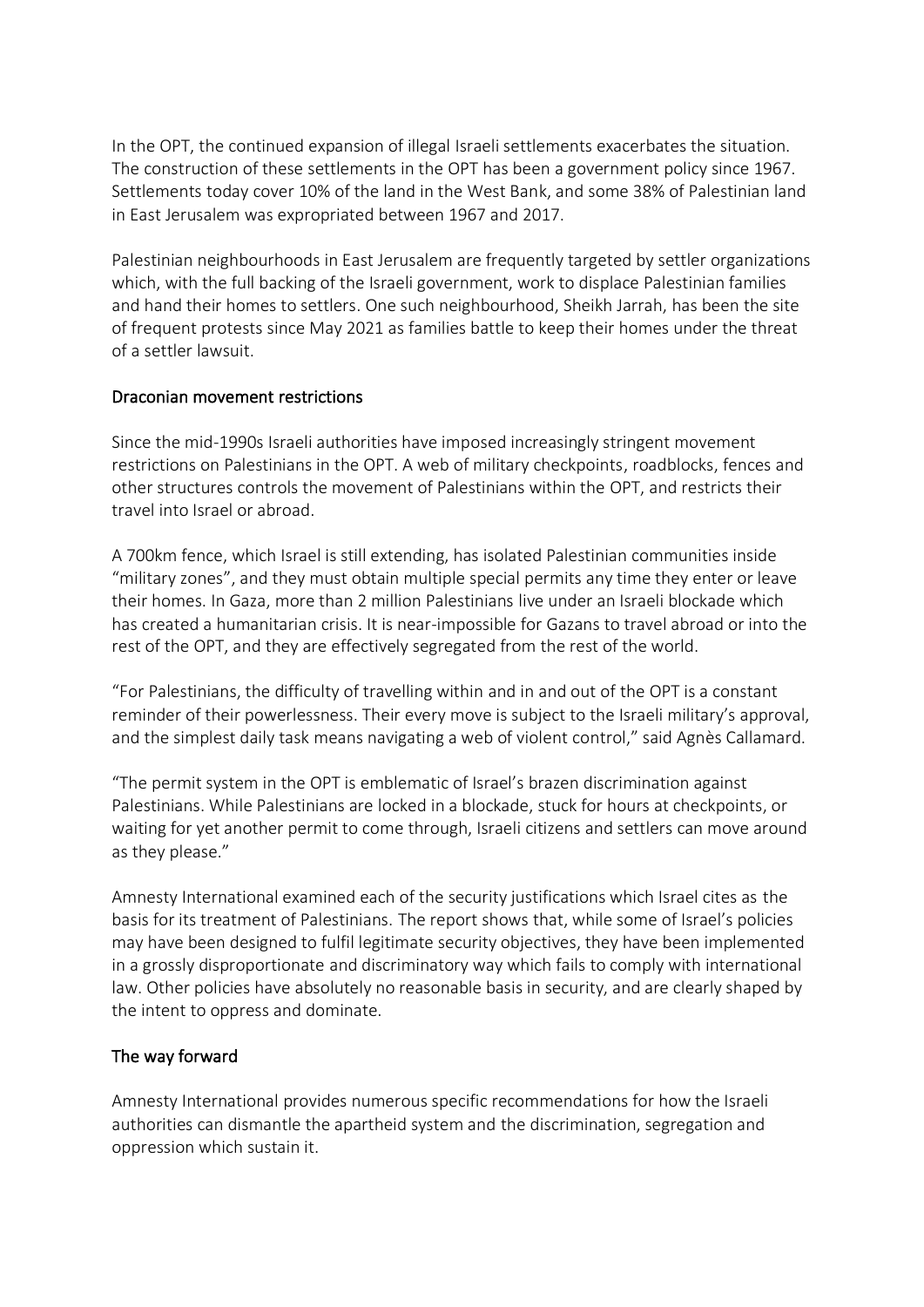In the OPT, the continued expansion of illegal Israeli settlements exacerbates the situation. The construction of these settlements in the OPT has been a government policy since 1967. Settlements today cover 10% of the land in the West Bank, and some 38% of Palestinian land in East Jerusalem was expropriated between 1967 and 2017.

Palestinian neighbourhoods in East Jerusalem are frequently targeted by settler organizations which, with the full backing of the Israeli government, work to displace Palestinian families and hand their homes to settlers. One such neighbourhood, Sheikh Jarrah, has been the site of frequent protests since May 2021 as families battle to keep their homes under the threat of a settler lawsuit.

## Draconian movement restrictions

Since the mid-1990s Israeli authorities have imposed increasingly stringent movement restrictions on Palestinians in the OPT. A web of military checkpoints, roadblocks, fences and other structures controls the movement of Palestinians within the OPT, and restricts their travel into Israel or abroad.

A 700km fence, which Israel is still extending, has isolated Palestinian communities inside "military zones", and they must obtain multiple special permits any time they enter or leave their homes. In Gaza, more than 2 million Palestinians live under an Israeli blockade which has created a humanitarian crisis. It is near-impossible for Gazans to travel abroad or into the rest of the OPT, and they are effectively segregated from the rest of the world.

"For Palestinians, the difficulty of travelling within and in and out of the OPT is a constant reminder of their powerlessness. Their every move is subject to the Israeli military's approval, and the simplest daily task means navigating a web of violent control," said Agnès Callamard.

"The permit system in the OPT is emblematic of Israel's brazen discrimination against Palestinians. While Palestinians are locked in a blockade, stuck for hours at checkpoints, or waiting for yet another permit to come through, Israeli citizens and settlers can move around as they please."

Amnesty International examined each of the security justifications which Israel cites as the basis for its treatment of Palestinians. The report shows that, while some of Israel's policies may have been designed to fulfil legitimate security objectives, they have been implemented in a grossly disproportionate and discriminatory way which fails to comply with international law. Other policies have absolutely no reasonable basis in security, and are clearly shaped by the intent to oppress and dominate.

## The way forward

Amnesty International provides numerous specific recommendations for how the Israeli authorities can dismantle the apartheid system and the discrimination, segregation and oppression which sustain it.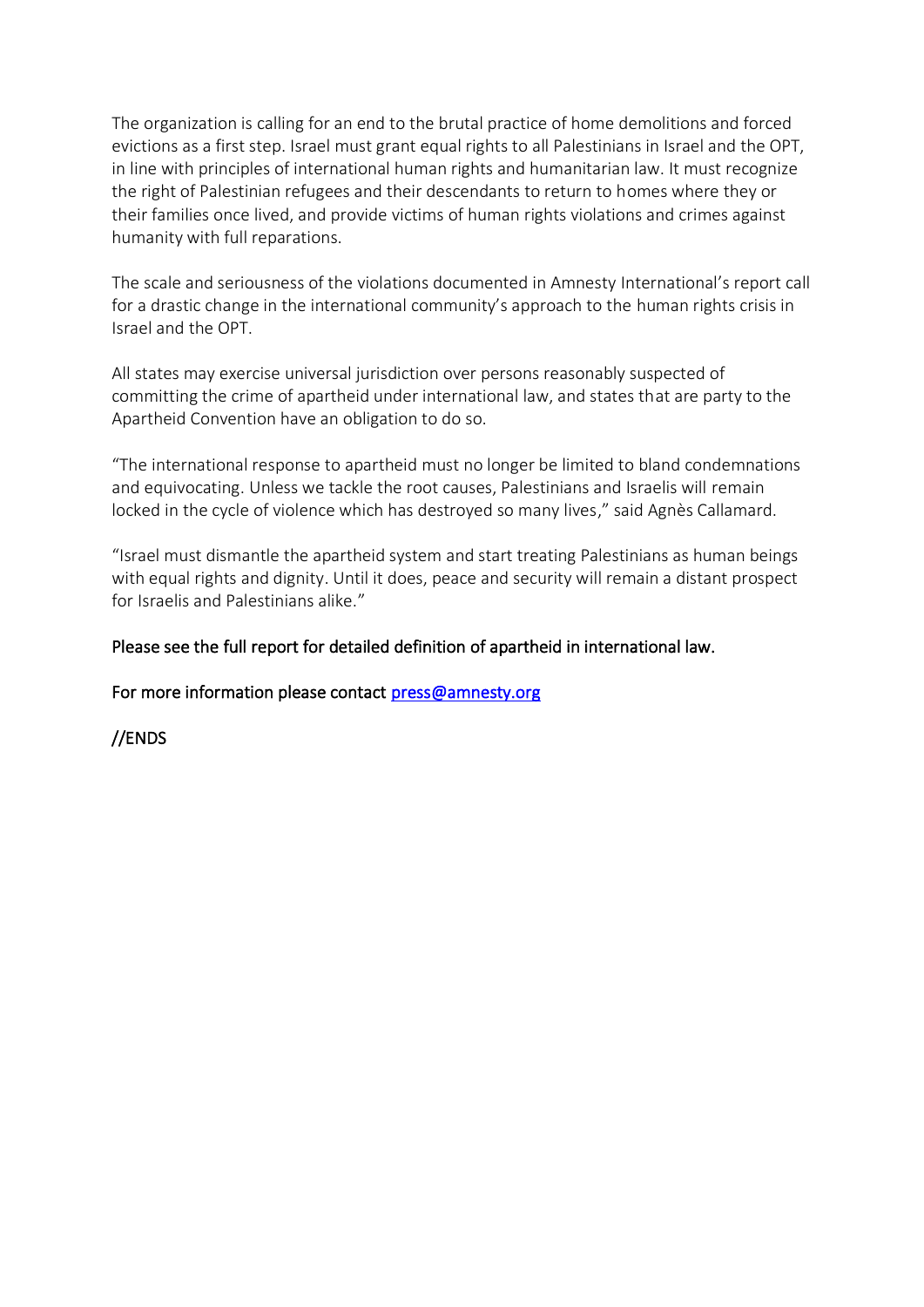The organization is calling for an end to the brutal practice of home demolitions and forced evictions as a first step. Israel must grant equal rights to all Palestinians in Israel and the OPT, in line with principles of international human rights and humanitarian law. It must recognize the right of Palestinian refugees and their descendants to return to homes where they or their families once lived, and provide victims of human rights violations and crimes against humanity with full reparations.

The scale and seriousness of the violations documented in Amnesty International's report call for a drastic change in the international community's approach to the human rights crisis in Israel and the OPT.

All states may exercise universal jurisdiction over persons reasonably suspected of committing the crime of apartheid under international law, and states that are party to the Apartheid Convention have an obligation to do so.

"The international response to apartheid must no longer be limited to bland condemnations and equivocating. Unless we tackle the root causes, Palestinians and Israelis will remain locked in the cycle of violence which has destroyed so many lives," said Agnès Callamard.

"Israel must dismantle the apartheid system and start treating Palestinians as human beings with equal rights and dignity. Until it does, peace and security will remain a distant prospect for Israelis and Palestinians alike."

Please see the full report for detailed definition of apartheid in international law.

For more information please contact press@amnesty.org

//ENDS